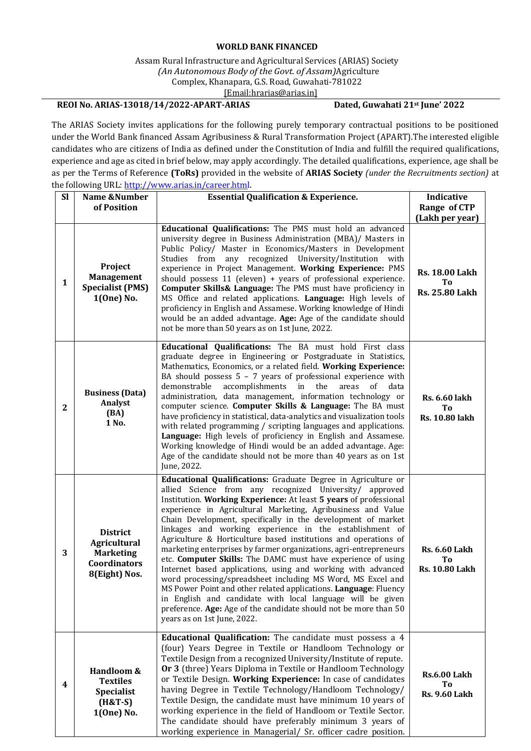**WORLD BANK FINANCED**

Assam Rural Infrastructure and Agricultural Services (ARIAS) Society
*(An Autonomous Body of the Govt. of Assam)*Agriculture
Complex, Khanapara, G.S. Road, Guwahati-781022
[Email:hrarias@arias.in]

**REOI No. ARIAS-13018/14/2022-APART-ARIAS** **Dated, Guwahati 21st June' 2022**

The ARIAS Society invites applications for the following purely temporary contractual positions to be positioned under the World Bank financed Assam Agribusiness & Rural Transformation Project (APART).The interested eligible candidates who are citizens of India as defined under the Constitution of India and fulfill the required qualifications, experience and age as cited in brief below, may apply accordingly. The detailed qualifications, experience, age shall be as per the Terms of Reference **(ToRs)** provided in the website of **ARIAS Society** *(under the Recruitments section)* at the following URL: http://www.arias.in/career.html.

| Sl | Name &Number of Position | Essential Qualification & Experience. | Indicative Range of CTP (Lakh per year) |
|---|---|---|---|
| 1 | **Project Management Specialist (PMS) 1(One) No.** | **Educational Qualifications:** The PMS must hold an advanced university degree in Business Administration (MBA)/ Masters in Public Policy/ Master in Economics/Masters in Development Studies from any recognized University/Institution with experience in Project Management. **Working Experience:** PMS should possess 11 (eleven) + years of professional experience. **Computer Skills& Language:** The PMS must have proficiency in MS Office and related applications. **Language:** High levels of proficiency in English and Assamese. Working knowledge of Hindi would be an added advantage. **Age:** Age of the candidate should not be more than 50 years as on 1st June, 2022. | **Rs. 18.00 Lakh To Rs. 25.80 Lakh** |
| 2 | **Business (Data) Analyst (BA) 1 No.** | **Educational Qualifications:** The BA must hold First class graduate degree in Engineering or Postgraduate in Statistics, Mathematics, Economics, or a related field. **Working Experience:** BA should possess 5 – 7 years of professional experience with demonstrable accomplishments in the areas of data administration, data management, information technology or computer science. **Computer Skills & Language:** The BA must have proficiency in statistical, data-analytics and visualization tools with related programming / scripting languages and applications. **Language:** High levels of proficiency in English and Assamese. Working knowledge of Hindi would be an added advantage. Age: Age of the candidate should not be more than 40 years as on 1st June, 2022. | **Rs. 6.60 lakh To Rs. 10.80 lakh** |
| 3 | **District Agricultural Marketing Coordinators 8(Eight) Nos.** | **Educational Qualifications:** Graduate Degree in Agriculture or allied Science from any recognized University/ approved Institution. **Working Experience:** At least **5 years** of professional experience in Agricultural Marketing, Agribusiness and Value Chain Development, specifically in the development of market linkages and working experience in the establishment of Agriculture & Horticulture based institutions and operations of marketing enterprises by farmer organizations, agri-entrepreneurs etc. **Computer Skills:** The DAMC must have experience of using Internet based applications, using and working with advanced word processing/spreadsheet including MS Word, MS Excel and MS Power Point and other related applications. **Language**: Fluency in English and candidate with local language will be given preference. **Age:** Age of the candidate should not be more than 50 years as on 1st June, 2022. | **Rs. 6.60 Lakh To Rs. 10.80 Lakh** |
| 4 | **Handloom & Textiles Specialist (H&T-S) 1(One) No.** | **Educational Qualification:** The candidate must possess a 4 (four) Years Degree in Textile or Handloom Technology or Textile Design from a recognized University/Institute of repute. **Or 3** (three) Years Diploma in Textile or Handloom Technology or Textile Design. **Working Experience:** In case of candidates having Degree in Textile Technology/Handloom Technology/ Textile Design, the candidate must have minimum 10 years of working experience in the field of Handloom or Textile Sector. The candidate should have preferably minimum 3 years of working experience in Managerial/ Sr. officer cadre position. | **Rs.6.00 Lakh To Rs. 9.60 Lakh** |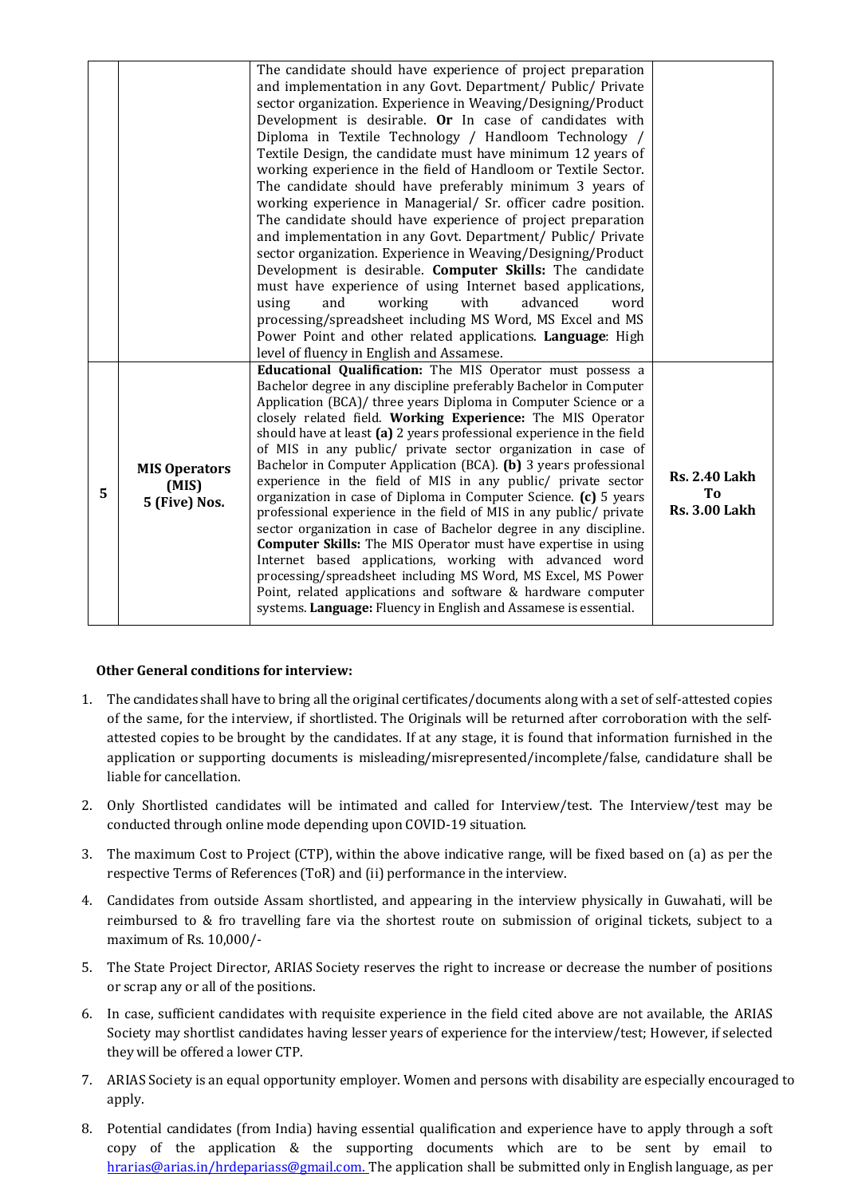| | | | |
|---|---|---|---|
| | | The candidate should have experience of project preparation and implementation in any Govt. Department/ Public/ Private sector organization. Experience in Weaving/Designing/Product Development is desirable. **Or** In case of candidates with Diploma in Textile Technology / Handloom Technology / Textile Design, the candidate must have minimum 12 years of working experience in the field of Handloom or Textile Sector. The candidate should have preferably minimum 3 years of working experience in Managerial/ Sr. officer cadre position. The candidate should have experience of project preparation and implementation in any Govt. Department/ Public/ Private sector organization. Experience in Weaving/Designing/Product Development is desirable. **Computer Skills:** The candidate must have experience of using Internet based applications, using and working with advanced word processing/spreadsheet including MS Word, MS Excel and MS Power Point and other related applications. **Language**: High level of fluency in English and Assamese. | |
| 5 | **MIS Operators (MIS) 5 (Five) Nos.** | **Educational Qualification:** The MIS Operator must possess a Bachelor degree in any discipline preferably Bachelor in Computer Application (BCA)/ three years Diploma in Computer Science or a closely related field. **Working Experience:** The MIS Operator should have at least **(a)** 2 years professional experience in the field of MIS in any public/ private sector organization in case of Bachelor in Computer Application (BCA). **(b)** 3 years professional experience in the field of MIS in any public/ private sector organization in case of Diploma in Computer Science. **(c)** 5 years professional experience in the field of MIS in any public/ private sector organization in case of Bachelor degree in any discipline. **Computer Skills:** The MIS Operator must have expertise in using Internet based applications, working with advanced word processing/spreadsheet including MS Word, MS Excel, MS Power Point, related applications and software & hardware computer systems. **Language:** Fluency in English and Assamese is essential. | **Rs. 2.40 Lakh To Rs. 3.00 Lakh** |

**Other General conditions for interview:**

1. The candidates shall have to bring all the original certificates/documents along with a set of self-attested copies of the same, for the interview, if shortlisted. The Originals will be returned after corroboration with the self-attested copies to be brought by the candidates. If at any stage, it is found that information furnished in the application or supporting documents is misleading/misrepresented/incomplete/false, candidature shall be liable for cancellation.
2. Only Shortlisted candidates will be intimated and called for Interview/test. The Interview/test may be conducted through online mode depending upon COVID-19 situation.
3. The maximum Cost to Project (CTP), within the above indicative range, will be fixed based on (a) as per the respective Terms of References (ToR) and (ii) performance in the interview.
4. Candidates from outside Assam shortlisted, and appearing in the interview physically in Guwahati, will be reimbursed to & fro travelling fare via the shortest route on submission of original tickets, subject to a maximum of Rs. 10,000/-
5. The State Project Director, ARIAS Society reserves the right to increase or decrease the number of positions or scrap any or all of the positions.
6. In case, sufficient candidates with requisite experience in the field cited above are not available, the ARIAS Society may shortlist candidates having lesser years of experience for the interview/test; However, if selected they will be offered a lower CTP.
7. ARIAS Society is an equal opportunity employer. Women and persons with disability are especially encouraged to apply.
8. Potential candidates (from India) having essential qualification and experience have to apply through a soft copy of the application & the supporting documents which are to be sent by email to hrarias@arias.in/hrdepariass@gmail.com. The application shall be submitted only in English language, as per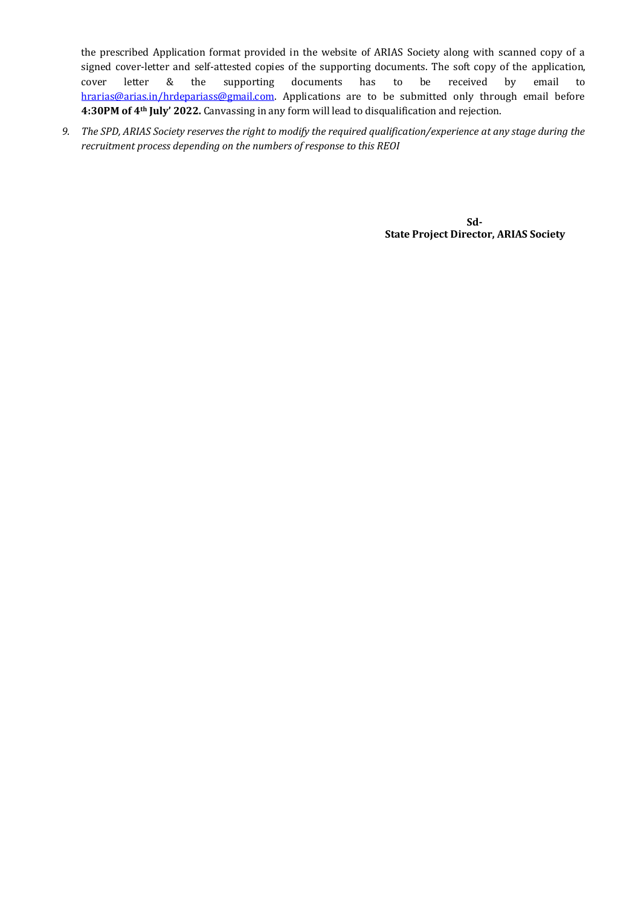the prescribed Application format provided in the website of ARIAS Society along with scanned copy of a signed cover-letter and self-attested copies of the supporting documents. The soft copy of the application, cover letter & the supporting documents has to be received by email to hrarias@arias.in/hrdepariass@gmail.com. Applications are to be submitted only through email before **4:30PM of 4th July' 2022.** Canvassing in any form will lead to disqualification and rejection.

9. *The SPD, ARIAS Society reserves the right to modify the required qualification/experience at any stage during the recruitment process depending on the numbers of response to this REOI*

**Sd-**
**State Project Director, ARIAS Society**